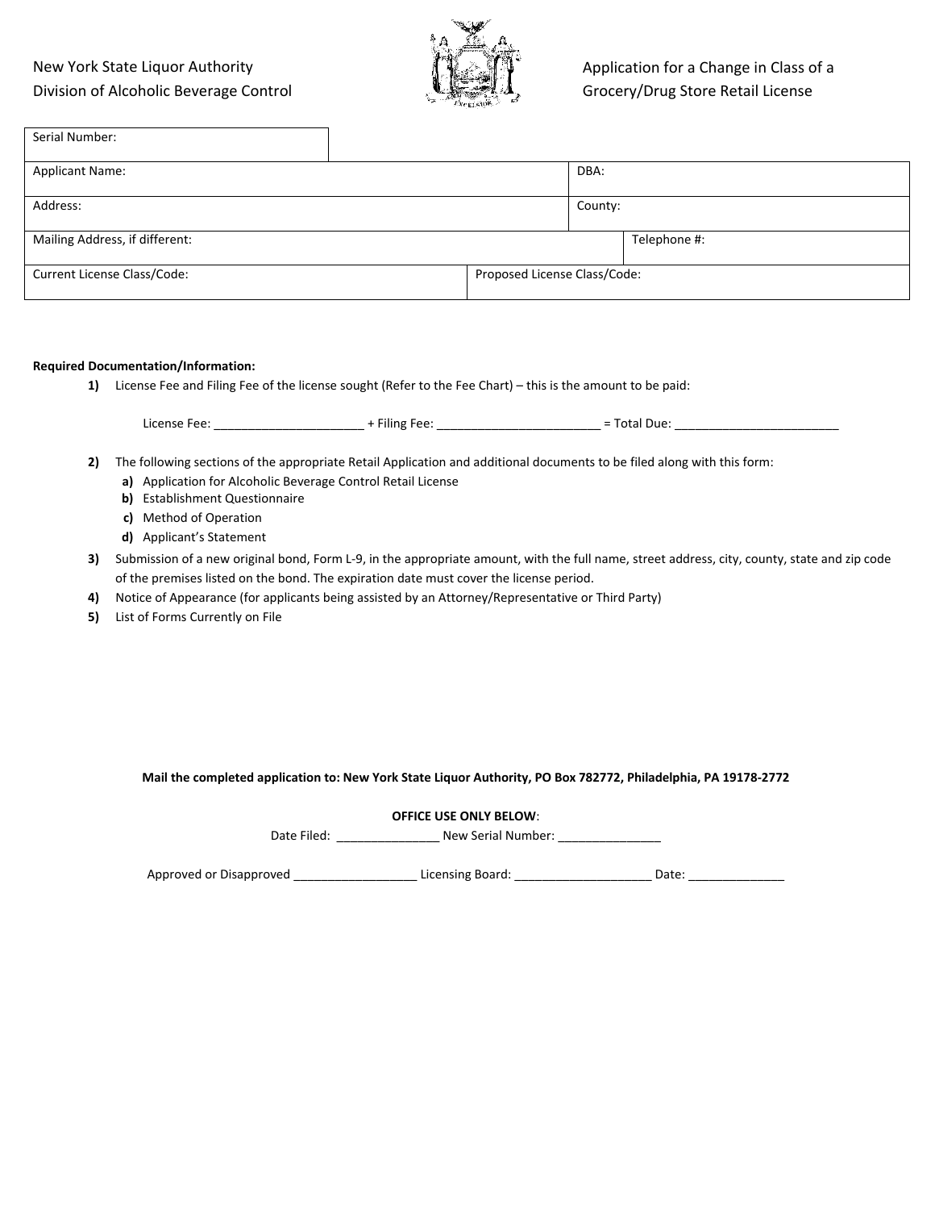New York State Liquor Authority
Division of Alcoholic Beverage Control

Application for a Change in Class of a Grocery/Drug Store Retail License

| Serial Number: | |
|---|---|
| Applicant Name: | DBA: |
| Address: | County: |
| Mailing Address, if different: | Telephone #: |
| Current License Class/Code: | Proposed License Class/Code: |

**Required Documentation/Information:**

1) License Fee and Filing Fee of the license sought (Refer to the Fee Chart) – this is the amount to be paid:

   License Fee: _____________________ + Filing Fee: _______________________ = Total Due: ________________________

2) The following sections of the appropriate Retail Application and additional documents to be filed along with this form:
   - **a)** Application for Alcoholic Beverage Control Retail License
   - **b)** Establishment Questionnaire
   - **c)** Method of Operation
   - **d)** Applicant's Statement
3) Submission of a new original bond, Form L-9, in the appropriate amount, with the full name, street address, city, county, state and zip code of the premises listed on the bond. The expiration date must cover the license period.
4) Notice of Appearance (for applicants being assisted by an Attorney/Representative or Third Party)
5) List of Forms Currently on File

**Mail the completed application to: New York State Liquor Authority, PO Box 782772, Philadelphia, PA 19178-2772**

**OFFICE USE ONLY BELOW**:

Date Filed: _______________ New Serial Number: _______________

Approved or Disapproved __________________ Licensing Board: ____________________ Date: ______________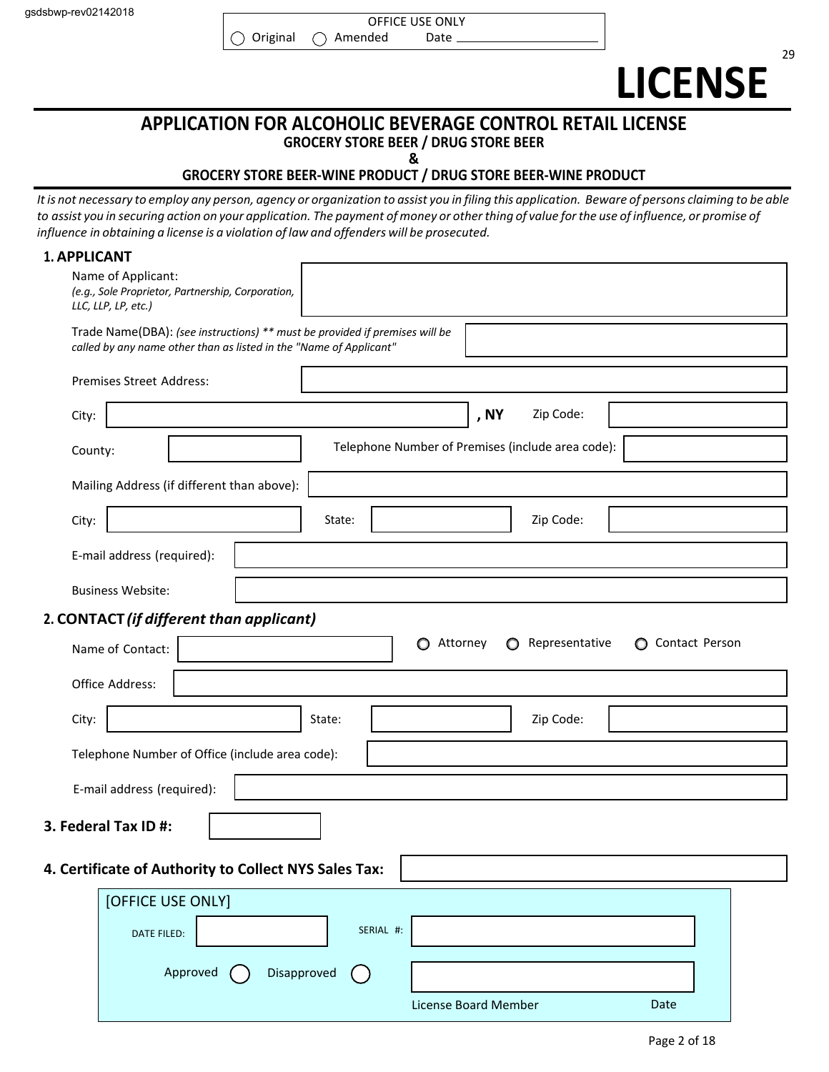gsdsbwp-rev02142018

OFFICE USE ONLY
◯ Original ◯ Amended Date ___________

# LICENSE

## APPLICATION FOR ALCOHOLIC BEVERAGE CONTROL RETAIL LICENSE

### GROCERY STORE BEER / DRUG STORE BEER
### &
### GROCERY STORE BEER-WINE PRODUCT / DRUG STORE BEER-WINE PRODUCT

*It is not necessary to employ any person, agency or organization to assist you in filing this application. Beware of persons claiming to be able to assist you in securing action on your application. The payment of money or other thing of value for the use of influence, or promise of influence in obtaining a license is a violation of law and offenders will be prosecuted.*

**1. APPLICANT**

Name of Applicant: *(e.g., Sole Proprietor, Partnership, Corporation, LLC, LLP, LP, etc.)* ___________

Trade Name(DBA): *(see instructions) ** must be provided if premises will be called by any name other than as listed in the "Name of Applicant"* ___________

Premises Street Address: ___________

City: ___________ **, NY** Zip Code: ___________

County: ___________ Telephone Number of Premises (include area code): ___________

Mailing Address (if different than above): ___________

City: ___________ State: ___________ Zip Code: ___________

E-mail address (required): ___________

Business Website: ___________

**2. CONTACT** ***(if different than applicant)***

Name of Contact: ___________ ◯ Attorney ◯ Representative ◯ Contact Person

Office Address: ___________

City: ___________ State: ___________ Zip Code: ___________

Telephone Number of Office (include area code): ___________

E-mail address (required): ___________

**3. Federal Tax ID #:** ___________

**4. Certificate of Authority to Collect NYS Sales Tax:** ___________

[OFFICE USE ONLY]

DATE FILED: ___________ SERIAL #: ___________

Approved ◯ Disapproved ◯

___________
License Board Member Date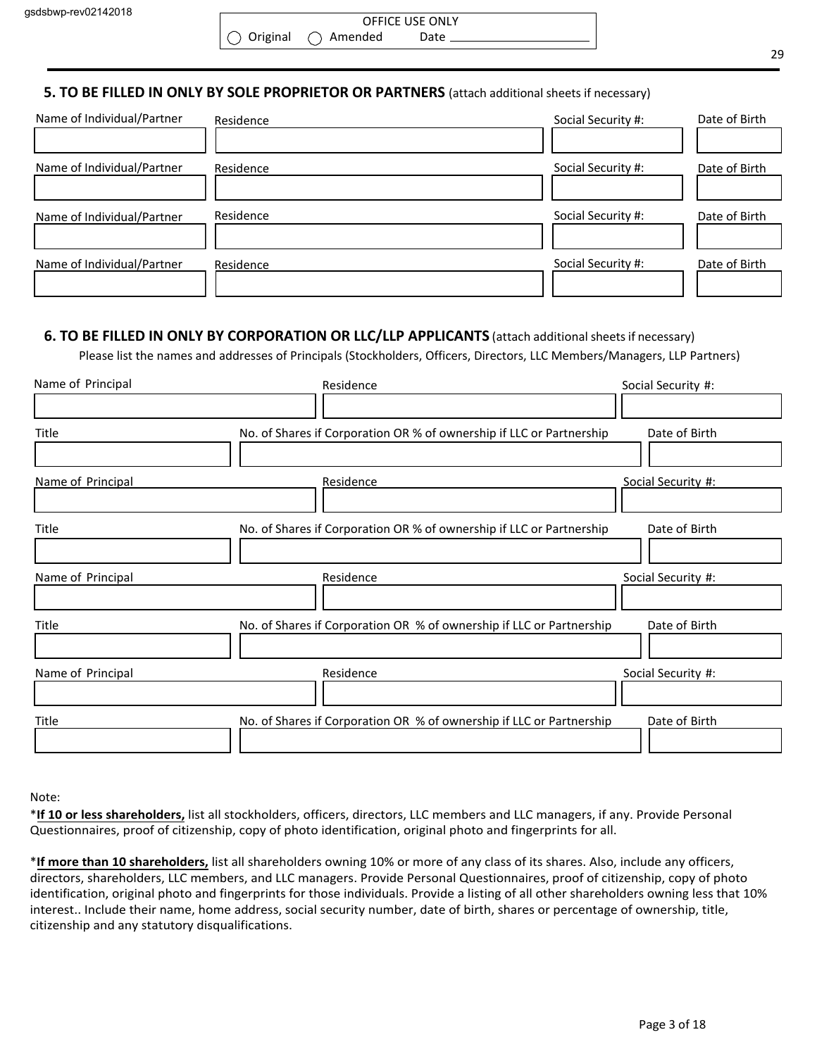OFFICE USE ONLY
◯ Original ◯ Amended Date ____________________

## 5. TO BE FILLED IN ONLY BY SOLE PROPRIETOR OR PARTNERS (attach additional sheets if necessary)

| Name of Individual/Partner | Residence | Social Security #: | Date of Birth |
|---|---|---|---|
| | | | |

| Name of Individual/Partner | Residence | Social Security #: | Date of Birth |
|---|---|---|---|
| | | | |

| Name of Individual/Partner | Residence | Social Security #: | Date of Birth |
|---|---|---|---|
| | | | |

| Name of Individual/Partner | Residence | Social Security #: | Date of Birth |
|---|---|---|---|
| | | | |

## 6. TO BE FILLED IN ONLY BY CORPORATION OR LLC/LLP APPLICANTS (attach additional sheets if necessary)

Please list the names and addresses of Principals (Stockholders, Officers, Directors, LLC Members/Managers, LLP Partners)

| Name of Principal | Residence | Social Security #: |
|---|---|---|
| | | |

| Title | No. of Shares if Corporation OR % of ownership if LLC or Partnership | Date of Birth |
|---|---|---|
| | | |

| Name of Principal | Residence | Social Security #: |
|---|---|---|
| | | |

| Title | No. of Shares if Corporation OR % of ownership if LLC or Partnership | Date of Birth |
|---|---|---|
| | | |

| Name of Principal | Residence | Social Security #: |
|---|---|---|
| | | |

| Title | No. of Shares if Corporation OR % of ownership if LLC or Partnership | Date of Birth |
|---|---|---|
| | | |

| Name of Principal | Residence | Social Security #: |
|---|---|---|
| | | |

| Title | No. of Shares if Corporation OR % of ownership if LLC or Partnership | Date of Birth |
|---|---|---|
| | | |

Note:

*__If 10 or less shareholders,__ list all stockholders, officers, directors, LLC members and LLC managers, if any. Provide Personal Questionnaires, proof of citizenship, copy of photo identification, original photo and fingerprints for all.

*__If more than 10 shareholders,__ list all shareholders owning 10% or more of any class of its shares. Also, include any officers, directors, shareholders, LLC members, and LLC managers. Provide Personal Questionnaires, proof of citizenship, copy of photo identification, original photo and fingerprints for those individuals. Provide a listing of all other shareholders owning less that 10% interest.. Include their name, home address, social security number, date of birth, shares or percentage of ownership, title, citizenship and any statutory disqualifications.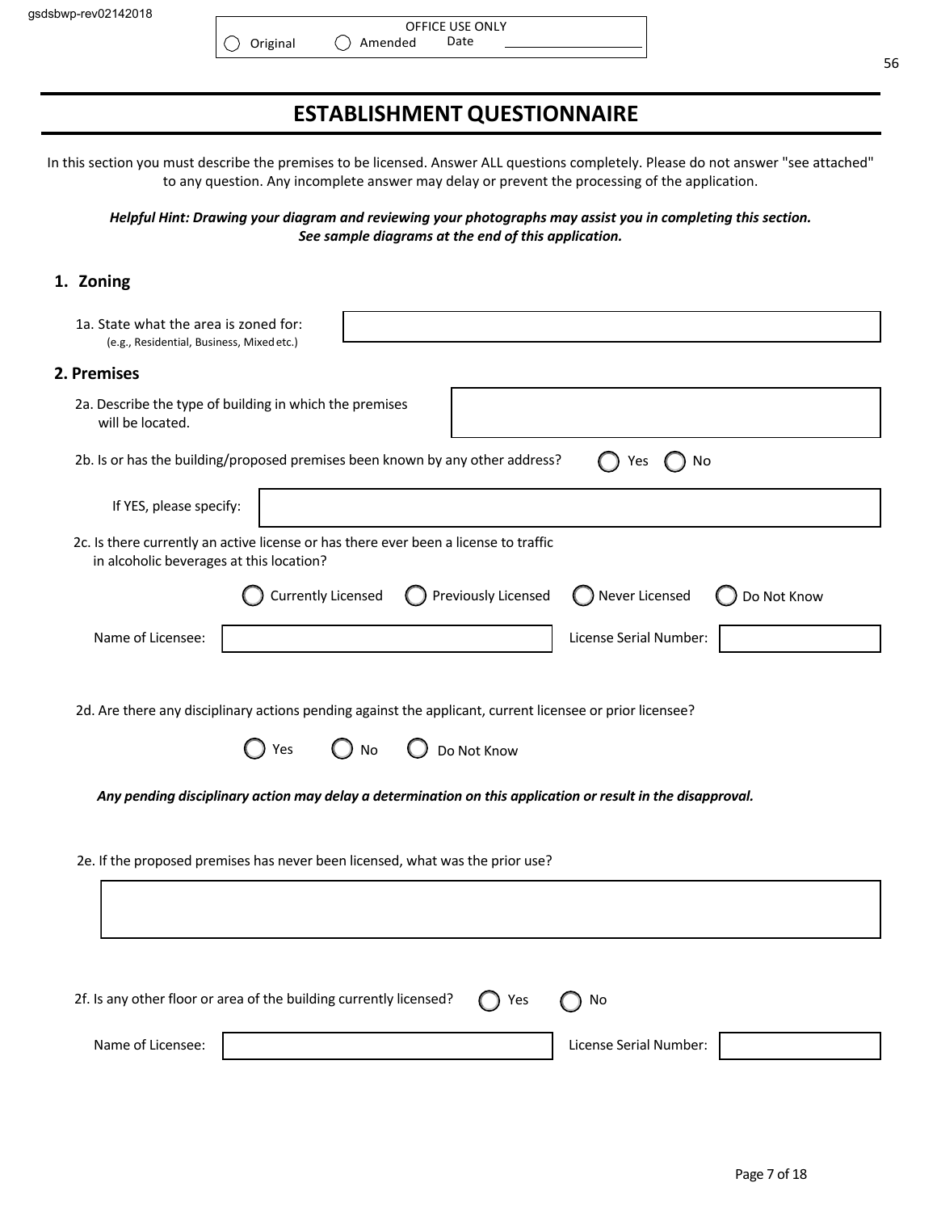| OFFICE USE ONLY | | |
| --- | --- | --- |
| ◯ Original | ◯ Amended | Date ______________ |

# ESTABLISHMENT QUESTIONNAIRE

In this section you must describe the premises to be licensed. Answer ALL questions completely. Please do not answer "see attached" to any question. Any incomplete answer may delay or prevent the processing of the application.

***Helpful Hint: Drawing your diagram and reviewing your photographs may assist you in completing this section. See sample diagrams at the end of this application.***

## 1. Zoning

1a. State what the area is zoned for: ______________
(e.g., Residential, Business, Mixed etc.)

## 2. Premises

2a. Describe the type of building in which the premises will be located. ______________

2b. Is or has the building/proposed premises been known by any other address? ◯ Yes ◯ No

If YES, please specify: ______________

2c. Is there currently an active license or has there ever been a license to traffic in alcoholic beverages at this location?

◯ Currently Licensed ◯ Previously Licensed ◯ Never Licensed ◯ Do Not Know

Name of Licensee: ______________ License Serial Number: ______________

2d. Are there any disciplinary actions pending against the applicant, current licensee or prior licensee?

◯ Yes ◯ No ◯ Do Not Know

***Any pending disciplinary action may delay a determination on this application or result in the disapproval.***

2e. If the proposed premises has never been licensed, what was the prior use?

______________

2f. Is any other floor or area of the building currently licensed? ◯ Yes ◯ No

Name of Licensee: ______________ License Serial Number: ______________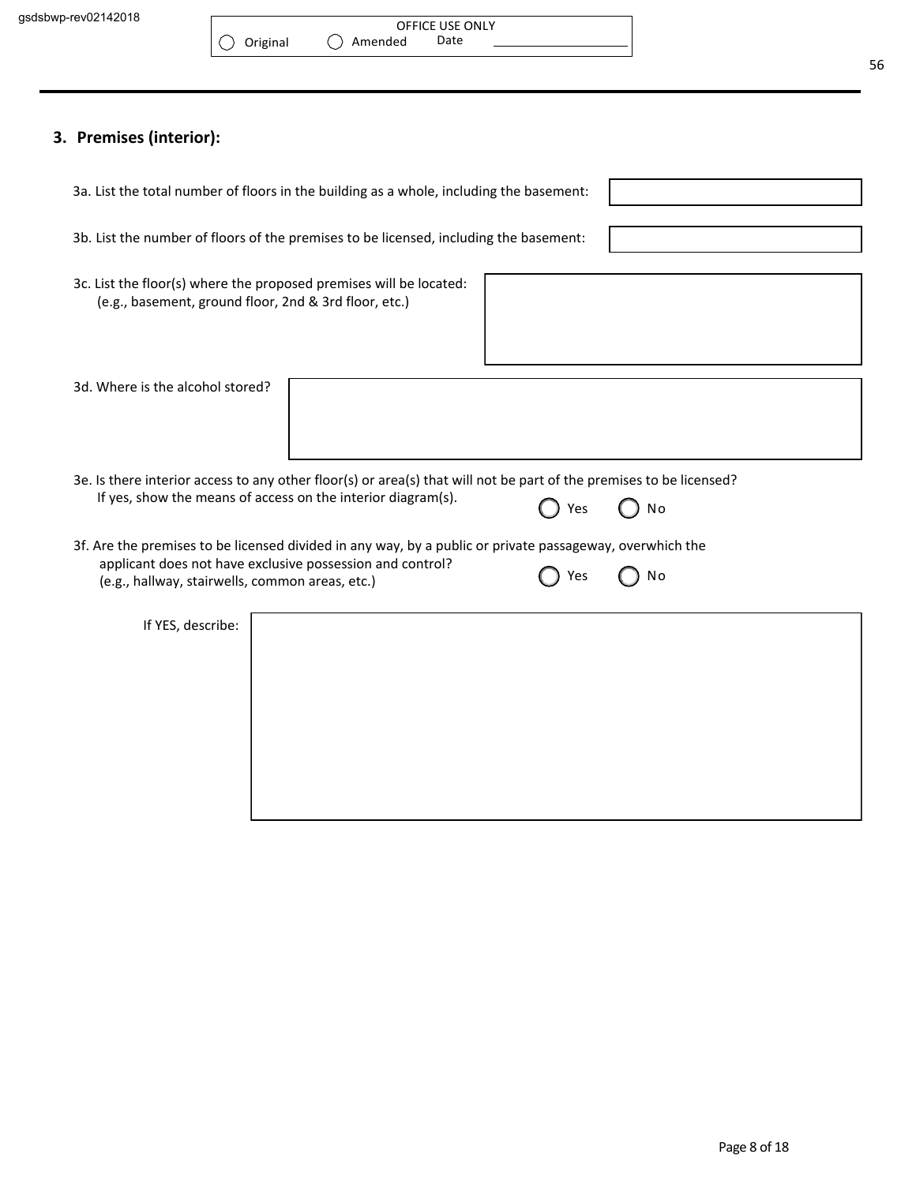OFFICE USE ONLY

◯ Original ◯ Amended Date ____________

## 3. Premises (interior):

3a. List the total number of floors in the building as a whole, including the basement:

3b. List the number of floors of the premises to be licensed, including the basement:

3c. List the floor(s) where the proposed premises will be located:
(e.g., basement, ground floor, 2nd & 3rd floor, etc.)

3d. Where is the alcohol stored?

3e. Is there interior access to any other floor(s) or area(s) that will not be part of the premises to be licensed?
If yes, show the means of access on the interior diagram(s).

◯ Yes ◯ No

3f. Are the premises to be licensed divided in any way, by a public or private passageway, overwhich the applicant does not have exclusive possession and control?
(e.g., hallway, stairwells, common areas, etc.)

◯ Yes ◯ No

If YES, describe: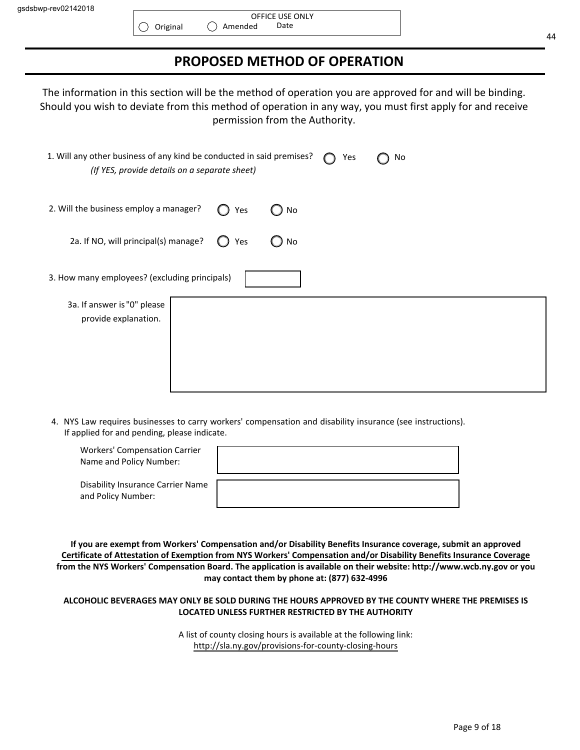gsdsbwp-rev02142018

OFFICE USE ONLY
○ Original ○ Amended Date

# PROPOSED METHOD OF OPERATION

The information in this section will be the method of operation you are approved for and will be binding. Should you wish to deviate from this method of operation in any way, you must first apply for and receive permission from the Authority.

1. Will any other business of any kind be conducted in said premises? ○ Yes ○ No
   *(If YES, provide details on a separate sheet)*

2. Will the business employ a manager? ○ Yes ○ No

   2a. If NO, will principal(s) manage? ○ Yes ○ No

3. How many employees? (excluding principals) \_\_\_\_\_\_\_\_

   3a. If answer is "0" please provide explanation.

4. NYS Law requires businesses to carry workers' compensation and disability insurance (see instructions). If applied for and pending, please indicate.

   Workers' Compensation Carrier Name and Policy Number:

   Disability Insurance Carrier Name and Policy Number:

**If you are exempt from Workers' Compensation and/or Disability Benefits Insurance coverage, submit an approved <u>Certificate of Attestation of Exemption from NYS Workers' Compensation and/or Disability Benefits Insurance Coverage</u> from the NYS Workers' Compensation Board. The application is available on their website: http://www.wcb.ny.gov or you may contact them by phone at: (877) 632-4996**

**ALCOHOLIC BEVERAGES MAY ONLY BE SOLD DURING THE HOURS APPROVED BY THE COUNTY WHERE THE PREMISES IS LOCATED UNLESS FURTHER RESTRICTED BY THE AUTHORITY**

A list of county closing hours is available at the following link:
http://sla.ny.gov/provisions-for-county-closing-hours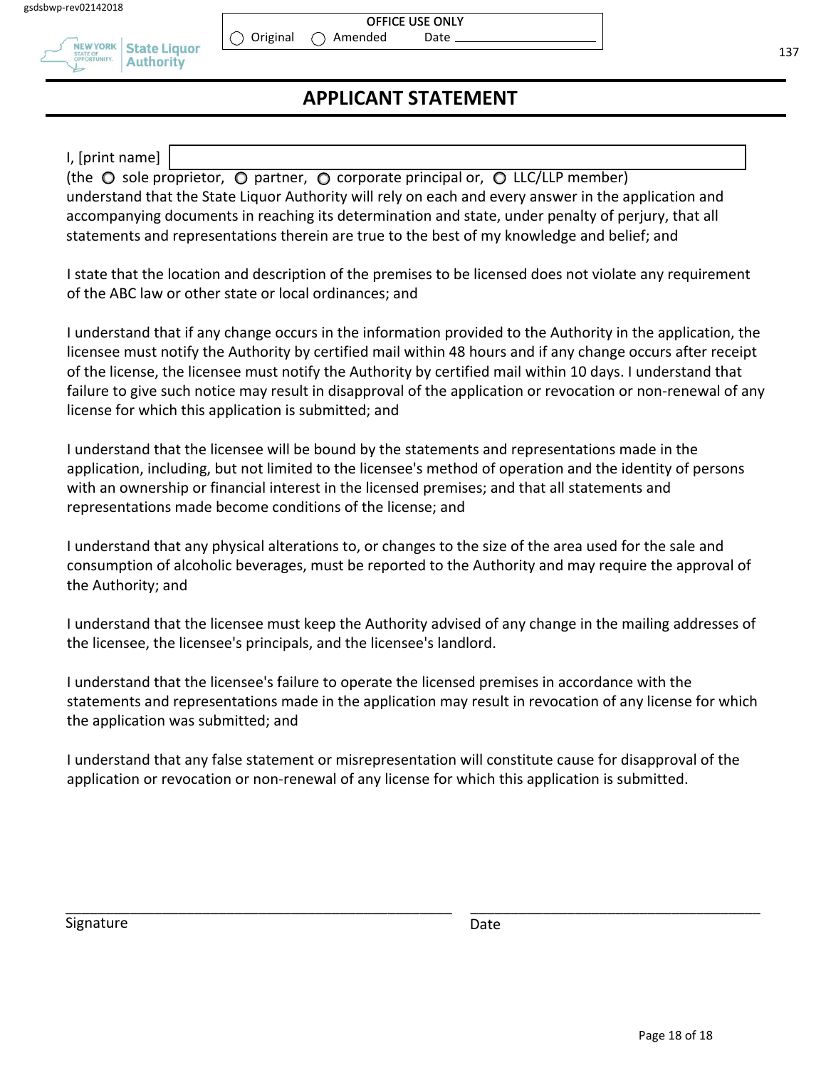gsdsbwp-rev02142018

New York State Liquor Authority

OFFICE USE ONLY
◯ Original ◯ Amended Date ____________

137

# APPLICANT STATEMENT

I, [print name] ______________________________

(the ◯ sole proprietor, ◯ partner, ◯ corporate principal or, ◯ LLC/LLP member) understand that the State Liquor Authority will rely on each and every answer in the application and accompanying documents in reaching its determination and state, under penalty of perjury, that all statements and representations therein are true to the best of my knowledge and belief; and

I state that the location and description of the premises to be licensed does not violate any requirement of the ABC law or other state or local ordinances; and

I understand that if any change occurs in the information provided to the Authority in the application, the licensee must notify the Authority by certified mail within 48 hours and if any change occurs after receipt of the license, the licensee must notify the Authority by certified mail within 10 days. I understand that failure to give such notice may result in disapproval of the application or revocation or non-renewal of any license for which this application is submitted; and

I understand that the licensee will be bound by the statements and representations made in the application, including, but not limited to the licensee's method of operation and the identity of persons with an ownership or financial interest in the licensed premises; and that all statements and representations made become conditions of the license; and

I understand that any physical alterations to, or changes to the size of the area used for the sale and consumption of alcoholic beverages, must be reported to the Authority and may require the approval of the Authority; and

I understand that the licensee must keep the Authority advised of any change in the mailing addresses of the licensee, the licensee's principals, and the licensee's landlord.

I understand that the licensee's failure to operate the licensed premises in accordance with the statements and representations made in the application may result in revocation of any license for which the application was submitted; and

I understand that any false statement or misrepresentation will constitute cause for disapproval of the application or revocation or non-renewal of any license for which this application is submitted.

______________________________ ______________________________

Signature Date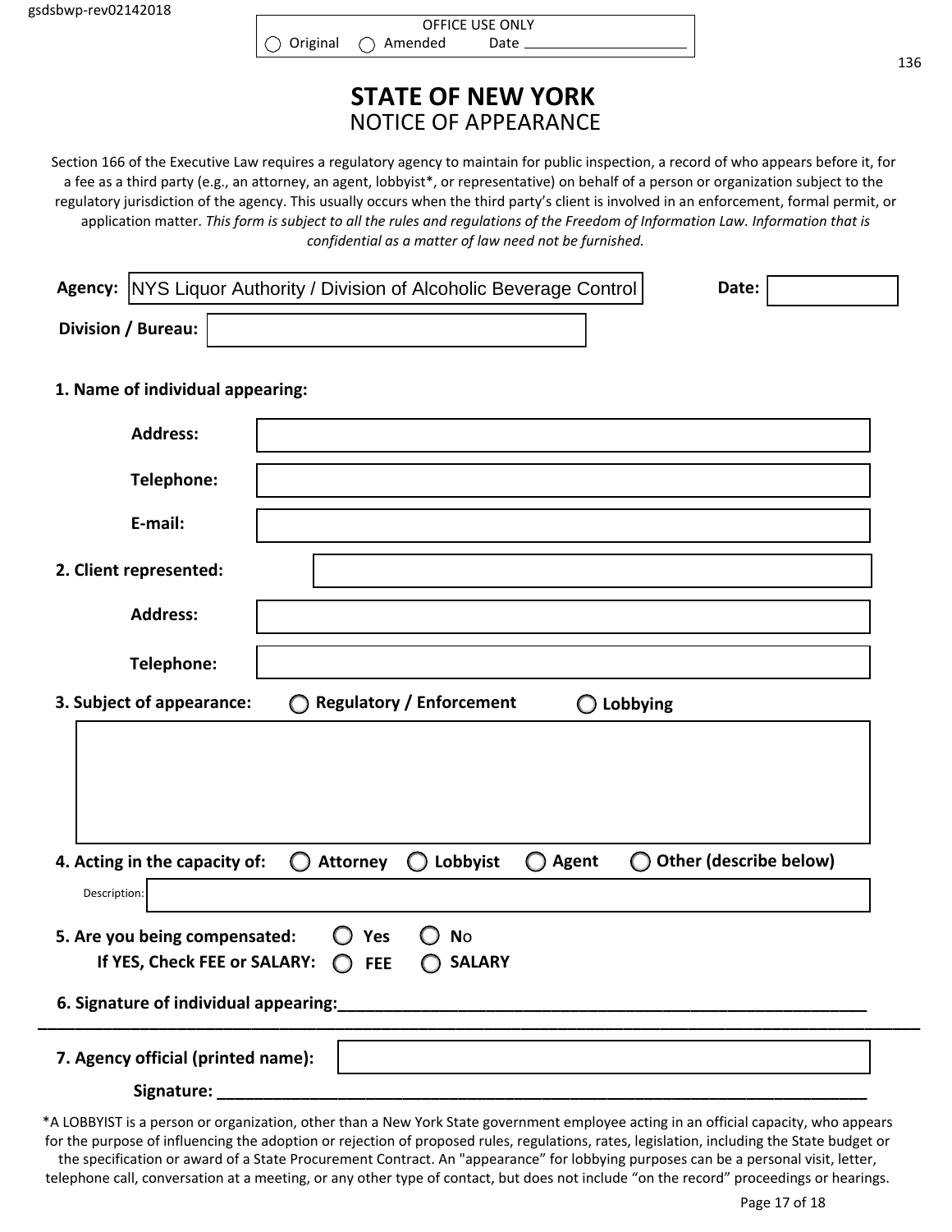gsdsbwp-rev02142018

OFFICE USE ONLY
○ Original ○ Amended Date ____________________

# STATE OF NEW YORK
## NOTICE OF APPEARANCE

Section 166 of the Executive Law requires a regulatory agency to maintain for public inspection, a record of who appears before it, for a fee as a third party (e.g., an attorney, an agent, lobbyist*, or representative) on behalf of a person or organization subject to the regulatory jurisdiction of the agency. This usually occurs when the third party's client is involved in an enforcement, formal permit, or application matter. *This form is subject to all the rules and regulations of the Freedom of Information Law. Information that is confidential as a matter of law need not be furnished.*

**Agency:** NYS Liquor Authority / Division of Alcoholic Beverage Control **Date:** ____________

**Division / Bureau:** ____________________

**1. Name of individual appearing:**

**Address:** ____________________

**Telephone:** ____________________

**E-mail:** ____________________

**2. Client represented:** ____________________

**Address:** ____________________

**Telephone:** ____________________

**3. Subject of appearance:** ○ **Regulatory / Enforcement** ○ **Lobbying**

____________________

**4. Acting in the capacity of:** ○ **Attorney** ○ **Lobbyist** ○ **Agent** ○ **Other (describe below)**

Description: ____________________

**5. Are you being compensated:** ○ **Yes** ○ **No**
**If YES, Check FEE or SALARY:** ○ **FEE** ○ **SALARY**

**6. Signature of individual appearing:**____________________________________________

---

**7. Agency official (printed name):** ____________________

**Signature:** ____________________________________________

*A LOBBYIST is a person or organization, other than a New York State government employee acting in an official capacity, who appears for the purpose of influencing the adoption or rejection of proposed rules, regulations, rates, legislation, including the State budget or the specification or award of a State Procurement Contract. An "appearance" for lobbying purposes can be a personal visit, letter, telephone call, conversation at a meeting, or any other type of contact, but does not include "on the record" proceedings or hearings.